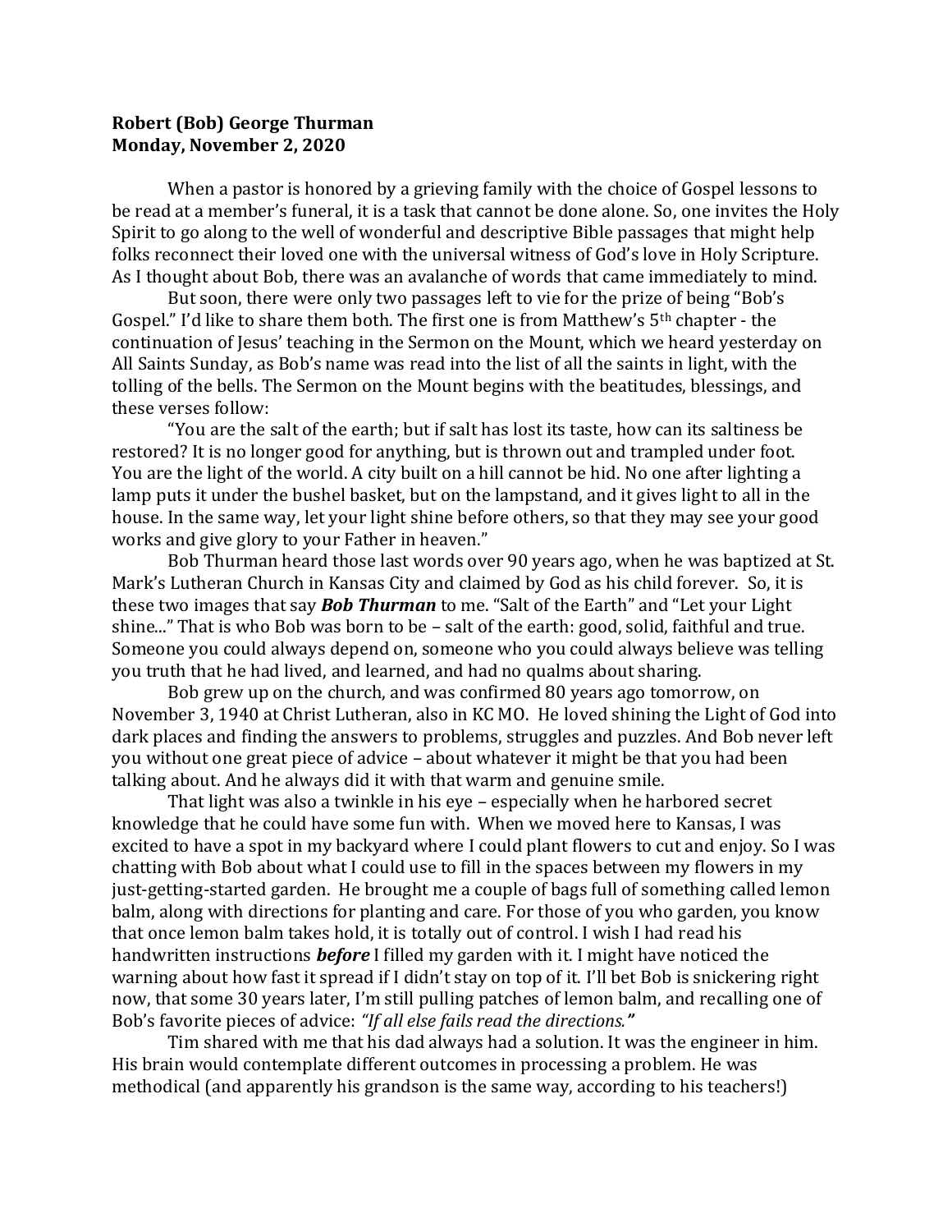**Robert (Bob) George Thurman**
**Monday, November 2, 2020**

When a pastor is honored by a grieving family with the choice of Gospel lessons to be read at a member's funeral, it is a task that cannot be done alone. So, one invites the Holy Spirit to go along to the well of wonderful and descriptive Bible passages that might help folks reconnect their loved one with the universal witness of God's love in Holy Scripture. As I thought about Bob, there was an avalanche of words that came immediately to mind.

But soon, there were only two passages left to vie for the prize of being "Bob's Gospel." I'd like to share them both. The first one is from Matthew's 5th chapter - the continuation of Jesus' teaching in the Sermon on the Mount, which we heard yesterday on All Saints Sunday, as Bob's name was read into the list of all the saints in light, with the tolling of the bells. The Sermon on the Mount begins with the beatitudes, blessings, and these verses follow:

"You are the salt of the earth; but if salt has lost its taste, how can its saltiness be restored? It is no longer good for anything, but is thrown out and trampled under foot. You are the light of the world. A city built on a hill cannot be hid. No one after lighting a lamp puts it under the bushel basket, but on the lampstand, and it gives light to all in the house. In the same way, let your light shine before others, so that they may see your good works and give glory to your Father in heaven."

Bob Thurman heard those last words over 90 years ago, when he was baptized at St. Mark's Lutheran Church in Kansas City and claimed by God as his child forever. So, it is these two images that say ***Bob Thurman*** to me. "Salt of the Earth" and "Let your Light shine..." That is who Bob was born to be – salt of the earth: good, solid, faithful and true. Someone you could always depend on, someone who you could always believe was telling you truth that he had lived, and learned, and had no qualms about sharing.

Bob grew up on the church, and was confirmed 80 years ago tomorrow, on November 3, 1940 at Christ Lutheran, also in KC MO. He loved shining the Light of God into dark places and finding the answers to problems, struggles and puzzles. And Bob never left you without one great piece of advice – about whatever it might be that you had been talking about. And he always did it with that warm and genuine smile.

That light was also a twinkle in his eye – especially when he harbored secret knowledge that he could have some fun with. When we moved here to Kansas, I was excited to have a spot in my backyard where I could plant flowers to cut and enjoy. So I was chatting with Bob about what I could use to fill in the spaces between my flowers in my just-getting-started garden. He brought me a couple of bags full of something called lemon balm, along with directions for planting and care. For those of you who garden, you know that once lemon balm takes hold, it is totally out of control. I wish I had read his handwritten instructions ***before*** I filled my garden with it. I might have noticed the warning about how fast it spread if I didn't stay on top of it. I'll bet Bob is snickering right now, that some 30 years later, I'm still pulling patches of lemon balm, and recalling one of Bob's favorite pieces of advice: *"If all else fails read the directions."*

Tim shared with me that his dad always had a solution. It was the engineer in him. His brain would contemplate different outcomes in processing a problem. He was methodical (and apparently his grandson is the same way, according to his teachers!)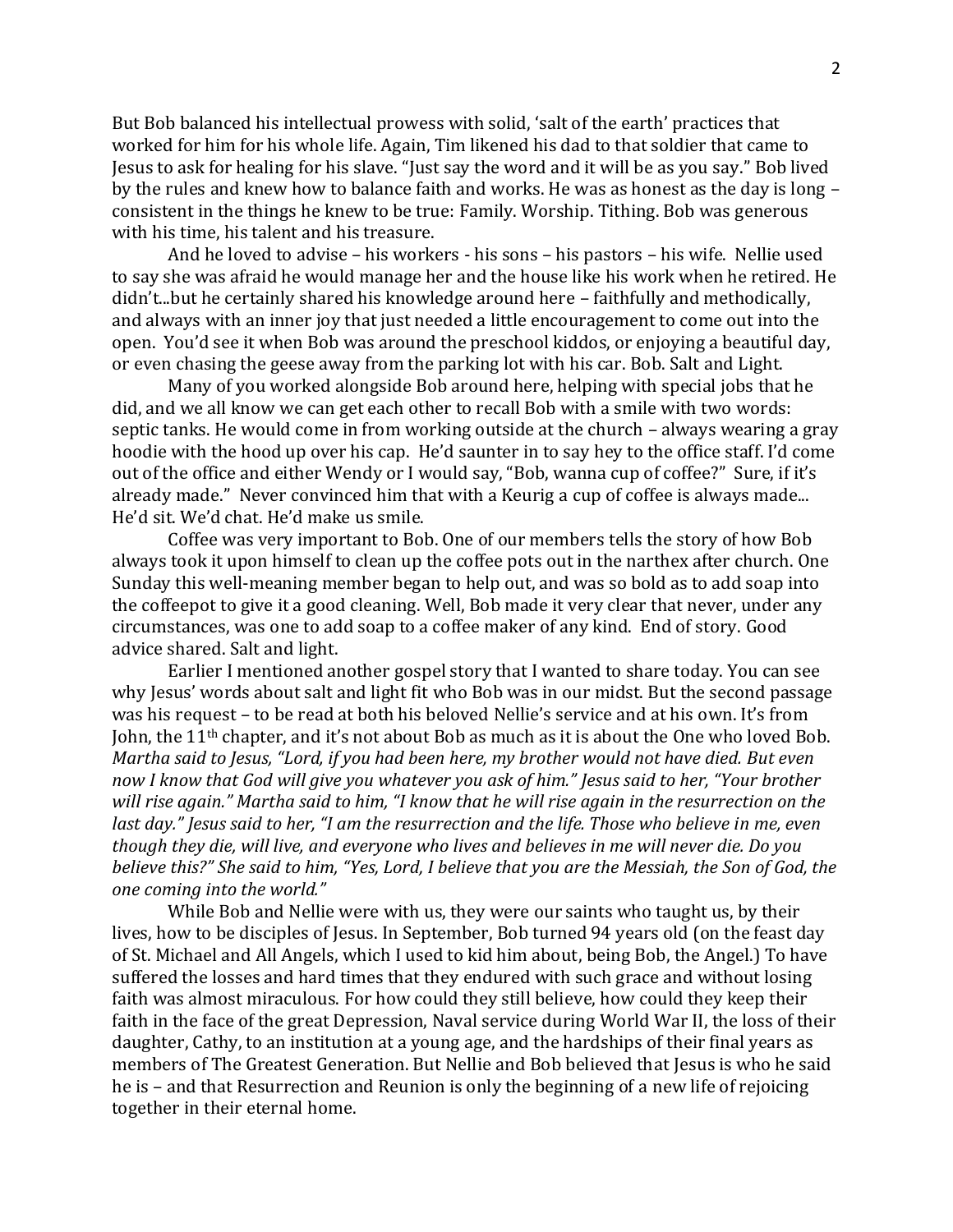But Bob balanced his intellectual prowess with solid, 'salt of the earth' practices that worked for him for his whole life. Again, Tim likened his dad to that soldier that came to Jesus to ask for healing for his slave. "Just say the word and it will be as you say." Bob lived by the rules and knew how to balance faith and works. He was as honest as the day is long – consistent in the things he knew to be true: Family. Worship. Tithing. Bob was generous with his time, his talent and his treasure.

And he loved to advise – his workers - his sons – his pastors – his wife. Nellie used to say she was afraid he would manage her and the house like his work when he retired. He didn't...but he certainly shared his knowledge around here – faithfully and methodically, and always with an inner joy that just needed a little encouragement to come out into the open. You'd see it when Bob was around the preschool kiddos, or enjoying a beautiful day, or even chasing the geese away from the parking lot with his car. Bob. Salt and Light.

Many of you worked alongside Bob around here, helping with special jobs that he did, and we all know we can get each other to recall Bob with a smile with two words: septic tanks. He would come in from working outside at the church – always wearing a gray hoodie with the hood up over his cap. He'd saunter in to say hey to the office staff. I'd come out of the office and either Wendy or I would say, "Bob, wanna cup of coffee?" Sure, if it's already made." Never convinced him that with a Keurig a cup of coffee is always made... He'd sit. We'd chat. He'd make us smile.

Coffee was very important to Bob. One of our members tells the story of how Bob always took it upon himself to clean up the coffee pots out in the narthex after church. One Sunday this well-meaning member began to help out, and was so bold as to add soap into the coffeepot to give it a good cleaning. Well, Bob made it very clear that never, under any circumstances, was one to add soap to a coffee maker of any kind. End of story. Good advice shared. Salt and light.

Earlier I mentioned another gospel story that I wanted to share today. You can see why Jesus' words about salt and light fit who Bob was in our midst. But the second passage was his request – to be read at both his beloved Nellie's service and at his own. It's from John, the 11th chapter, and it's not about Bob as much as it is about the One who loved Bob. *Martha said to Jesus, "Lord, if you had been here, my brother would not have died. But even now I know that God will give you whatever you ask of him." Jesus said to her, "Your brother will rise again." Martha said to him, "I know that he will rise again in the resurrection on the last day." Jesus said to her, "I am the resurrection and the life. Those who believe in me, even though they die, will live, and everyone who lives and believes in me will never die. Do you believe this?" She said to him, "Yes, Lord, I believe that you are the Messiah, the Son of God, the one coming into the world."*

While Bob and Nellie were with us, they were our saints who taught us, by their lives, how to be disciples of Jesus. In September, Bob turned 94 years old (on the feast day of St. Michael and All Angels, which I used to kid him about, being Bob, the Angel.) To have suffered the losses and hard times that they endured with such grace and without losing faith was almost miraculous. For how could they still believe, how could they keep their faith in the face of the great Depression, Naval service during World War II, the loss of their daughter, Cathy, to an institution at a young age, and the hardships of their final years as members of The Greatest Generation. But Nellie and Bob believed that Jesus is who he said he is – and that Resurrection and Reunion is only the beginning of a new life of rejoicing together in their eternal home.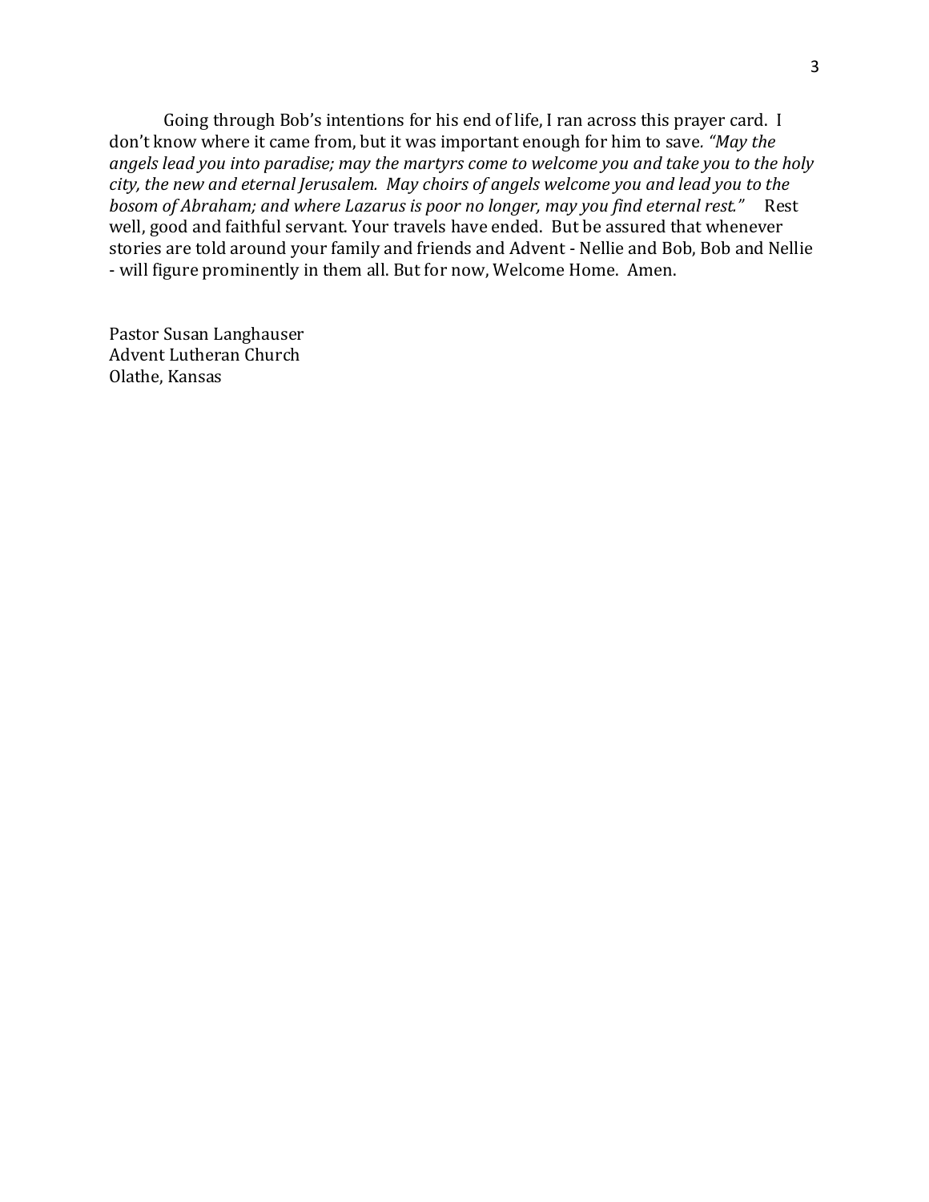Going through Bob's intentions for his end of life, I ran across this prayer card. I don't know where it came from, but it was important enough for him to save. *"May the angels lead you into paradise; may the martyrs come to welcome you and take you to the holy city, the new and eternal Jerusalem. May choirs of angels welcome you and lead you to the bosom of Abraham; and where Lazarus is poor no longer, may you find eternal rest."* Rest well, good and faithful servant. Your travels have ended. But be assured that whenever stories are told around your family and friends and Advent - Nellie and Bob, Bob and Nellie - will figure prominently in them all. But for now, Welcome Home. Amen.

Pastor Susan Langhauser
Advent Lutheran Church
Olathe, Kansas